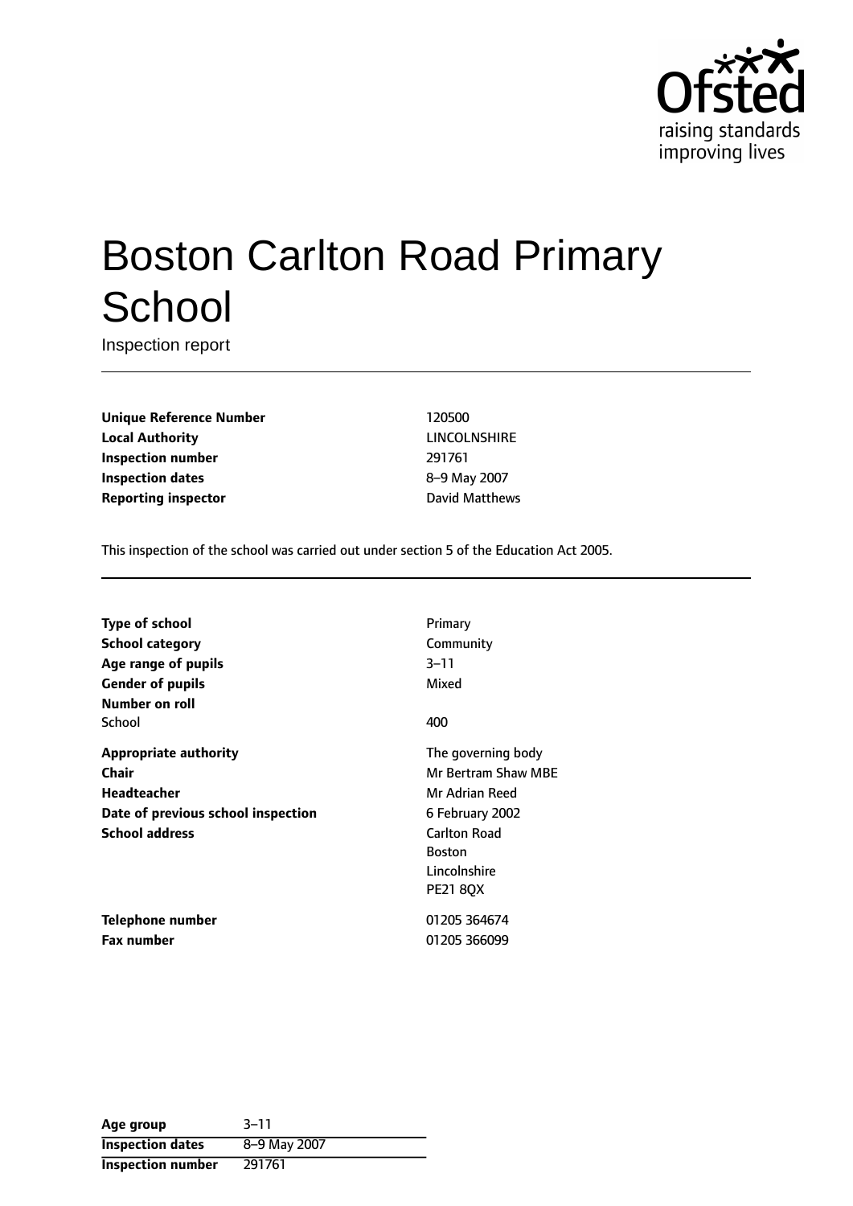# Boston Carlton Road Primary School

Inspection report

| | |
|---|---|
| **Unique Reference Number** | 120500 |
| **Local Authority** | LINCOLNSHIRE |
| **Inspection number** | 291761 |
| **Inspection dates** | 8–9 May 2007 |
| **Reporting inspector** | David Matthews |

This inspection of the school was carried out under section 5 of the Education Act 2005.

| | |
|---|---|
| **Type of school** | Primary |
| **School category** | Community |
| **Age range of pupils** | 3–11 |
| **Gender of pupils** | Mixed |
| **Number on roll** | |
| School | 400 |
| **Appropriate authority** | The governing body |
| **Chair** | Mr Bertram Shaw MBE |
| **Headteacher** | Mr Adrian Reed |
| **Date of previous school inspection** | 6 February 2002 |
| **School address** | Carlton Road<br>Boston<br>Lincolnshire<br>PE21 8QX |
| **Telephone number** | 01205 364674 |
| **Fax number** | 01205 366099 |

| | |
|---|---|
| **Age group** | 3–11 |
| **Inspection dates** | 8–9 May 2007 |
| **Inspection number** | 291761 |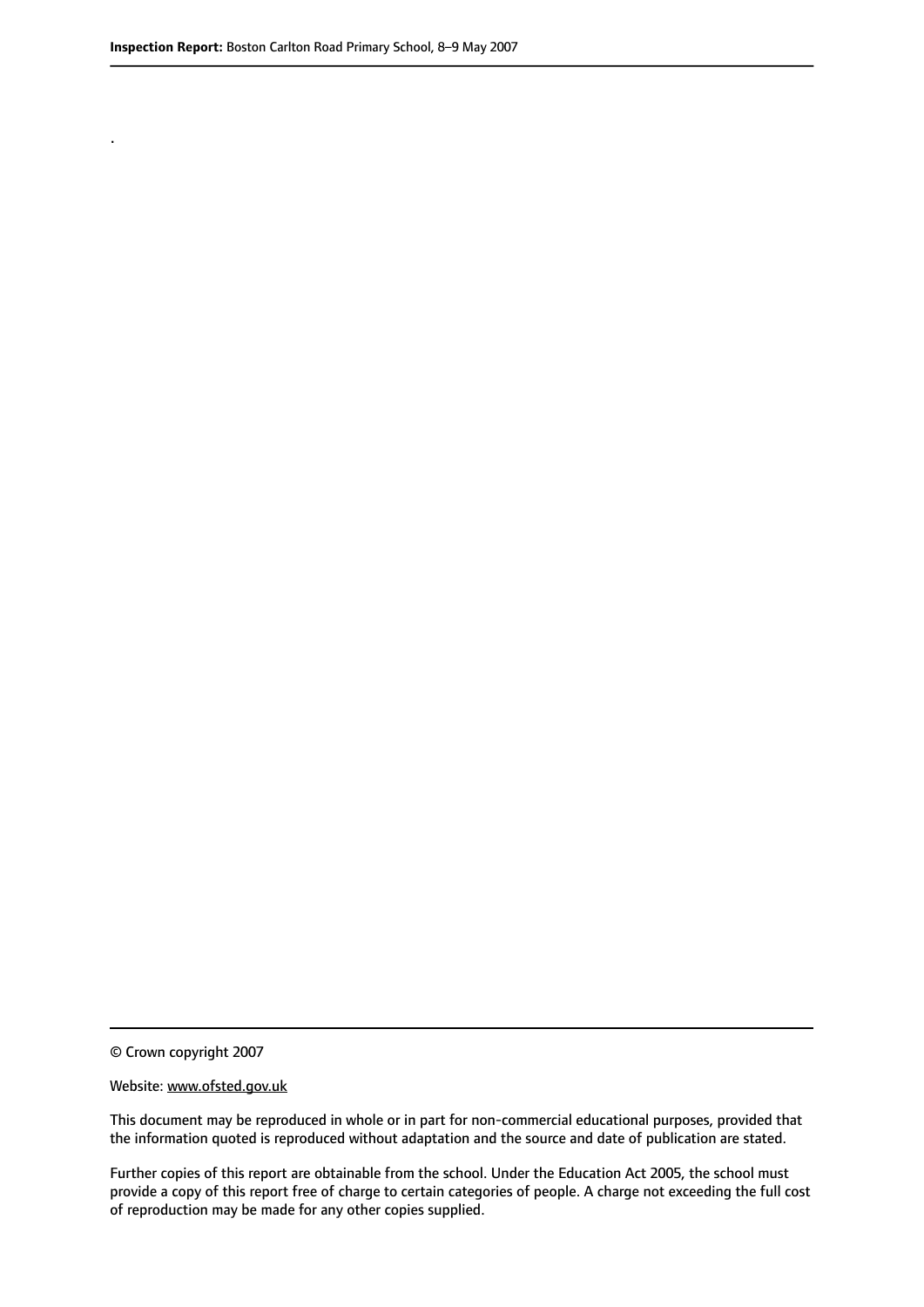.

© Crown copyright 2007

Website: www.ofsted.gov.uk

This document may be reproduced in whole or in part for non-commercial educational purposes, provided that the information quoted is reproduced without adaptation and the source and date of publication are stated.

Further copies of this report are obtainable from the school. Under the Education Act 2005, the school must provide a copy of this report free of charge to certain categories of people. A charge not exceeding the full cost of reproduction may be made for any other copies supplied.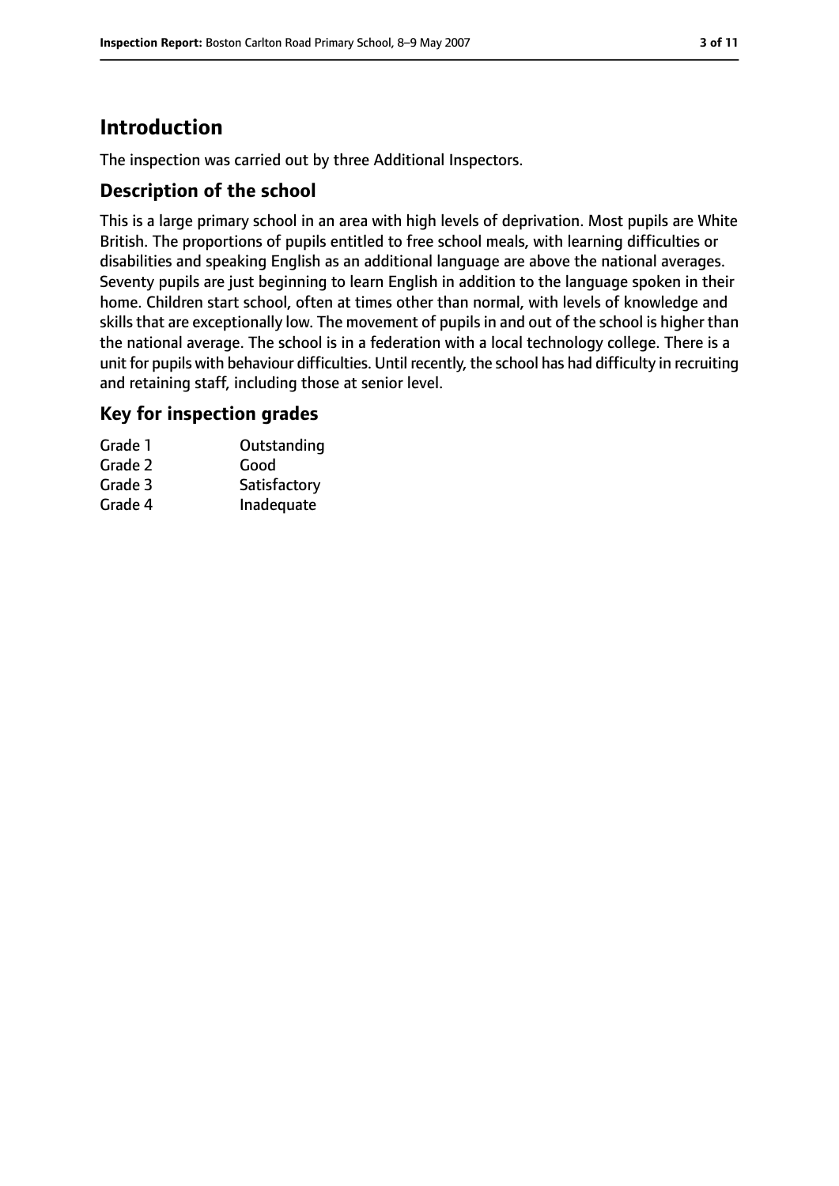# Introduction

The inspection was carried out by three Additional Inspectors.

## Description of the school

This is a large primary school in an area with high levels of deprivation. Most pupils are White British. The proportions of pupils entitled to free school meals, with learning difficulties or disabilities and speaking English as an additional language are above the national averages. Seventy pupils are just beginning to learn English in addition to the language spoken in their home. Children start school, often at times other than normal, with levels of knowledge and skills that are exceptionally low. The movement of pupils in and out of the school is higher than the national average. The school is in a federation with a local technology college. There is a unit for pupils with behaviour difficulties. Until recently, the school has had difficulty in recruiting and retaining staff, including those at senior level.

## Key for inspection grades

| | |
|---|---|
| Grade 1 | Outstanding |
| Grade 2 | Good |
| Grade 3 | Satisfactory |
| Grade 4 | Inadequate |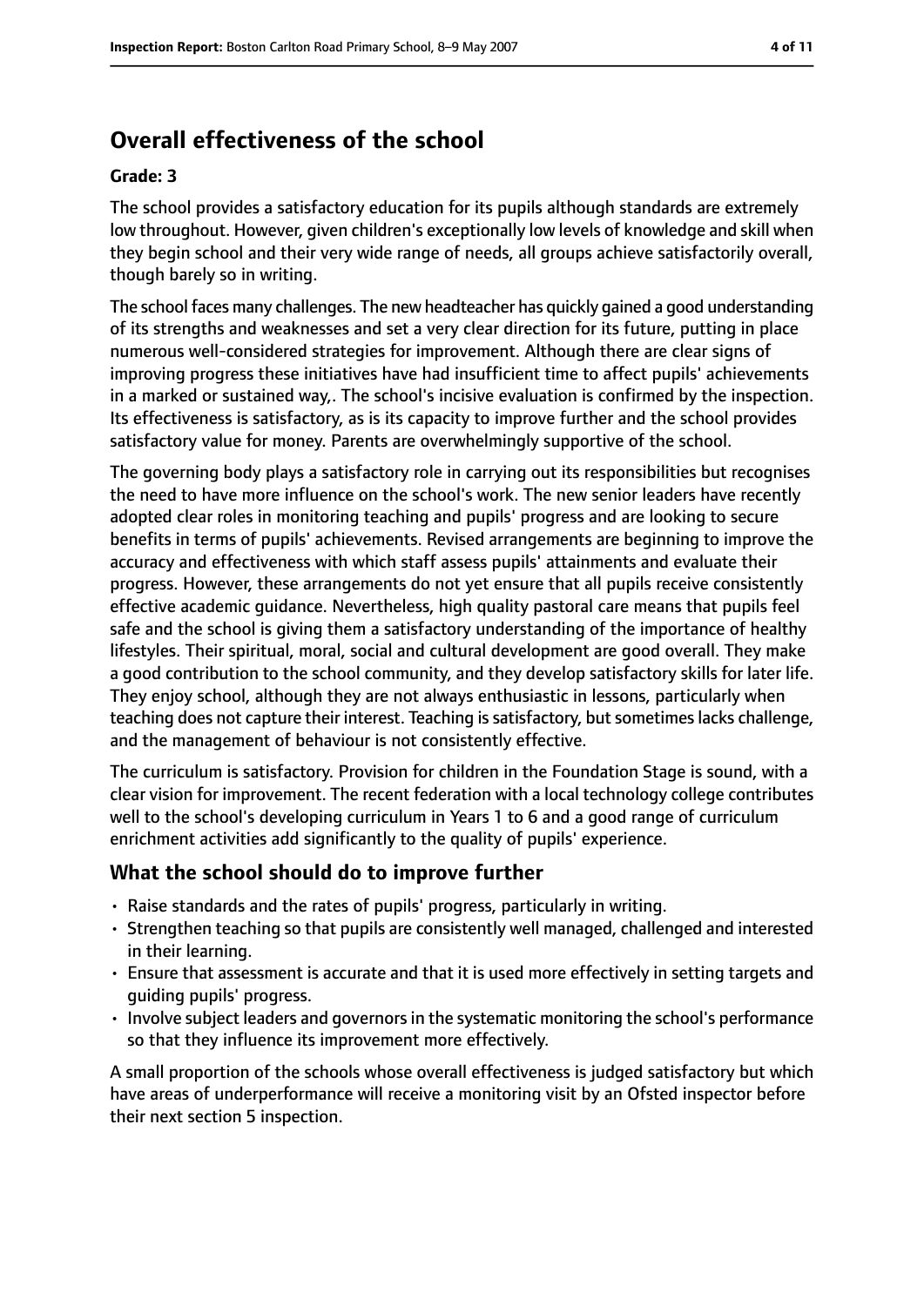## Overall effectiveness of the school

**Grade: 3**

The school provides a satisfactory education for its pupils although standards are extremely low throughout. However, given children's exceptionally low levels of knowledge and skill when they begin school and their very wide range of needs, all groups achieve satisfactorily overall, though barely so in writing.

The school faces many challenges. The new headteacher has quickly gained a good understanding of its strengths and weaknesses and set a very clear direction for its future, putting in place numerous well-considered strategies for improvement. Although there are clear signs of improving progress these initiatives have had insufficient time to affect pupils' achievements in a marked or sustained way,. The school's incisive evaluation is confirmed by the inspection. Its effectiveness is satisfactory, as is its capacity to improve further and the school provides satisfactory value for money. Parents are overwhelmingly supportive of the school.

The governing body plays a satisfactory role in carrying out its responsibilities but recognises the need to have more influence on the school's work. The new senior leaders have recently adopted clear roles in monitoring teaching and pupils' progress and are looking to secure benefits in terms of pupils' achievements. Revised arrangements are beginning to improve the accuracy and effectiveness with which staff assess pupils' attainments and evaluate their progress. However, these arrangements do not yet ensure that all pupils receive consistently effective academic guidance. Nevertheless, high quality pastoral care means that pupils feel safe and the school is giving them a satisfactory understanding of the importance of healthy lifestyles. Their spiritual, moral, social and cultural development are good overall. They make a good contribution to the school community, and they develop satisfactory skills for later life. They enjoy school, although they are not always enthusiastic in lessons, particularly when teaching does not capture their interest. Teaching is satisfactory, but sometimes lacks challenge, and the management of behaviour is not consistently effective.

The curriculum is satisfactory. Provision for children in the Foundation Stage is sound, with a clear vision for improvement. The recent federation with a local technology college contributes well to the school's developing curriculum in Years 1 to 6 and a good range of curriculum enrichment activities add significantly to the quality of pupils' experience.

### What the school should do to improve further

- Raise standards and the rates of pupils' progress, particularly in writing.
- Strengthen teaching so that pupils are consistently well managed, challenged and interested in their learning.
- Ensure that assessment is accurate and that it is used more effectively in setting targets and guiding pupils' progress.
- Involve subject leaders and governors in the systematic monitoring the school's performance so that they influence its improvement more effectively.

A small proportion of the schools whose overall effectiveness is judged satisfactory but which have areas of underperformance will receive a monitoring visit by an Ofsted inspector before their next section 5 inspection.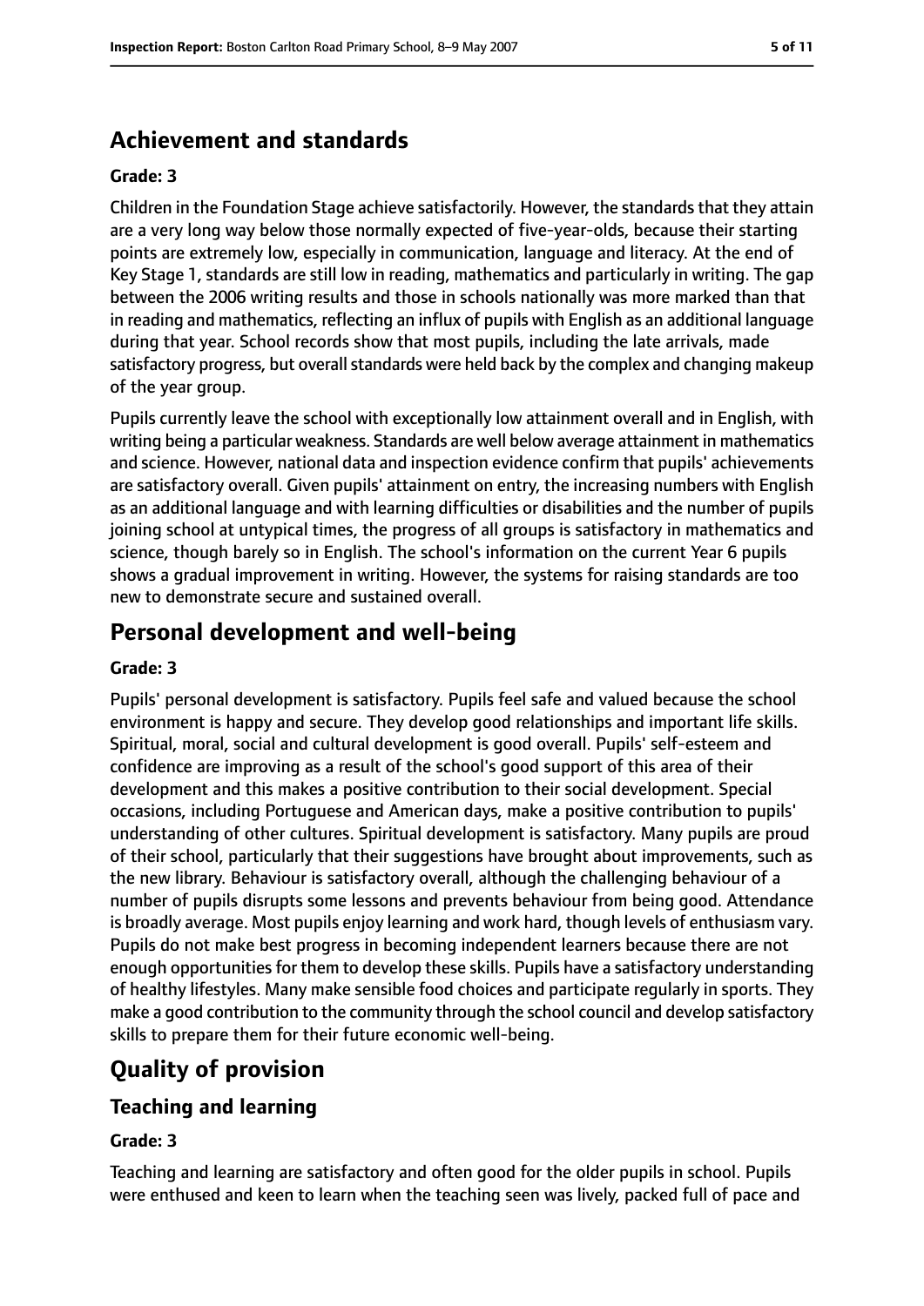## Achievement and standards

### Grade: 3

Children in the Foundation Stage achieve satisfactorily. However, the standards that they attain are a very long way below those normally expected of five-year-olds, because their starting points are extremely low, especially in communication, language and literacy. At the end of Key Stage 1, standards are still low in reading, mathematics and particularly in writing. The gap between the 2006 writing results and those in schools nationally was more marked than that in reading and mathematics, reflecting an influx of pupils with English as an additional language during that year. School records show that most pupils, including the late arrivals, made satisfactory progress, but overall standards were held back by the complex and changing makeup of the year group.

Pupils currently leave the school with exceptionally low attainment overall and in English, with writing being a particular weakness. Standards are well below average attainment in mathematics and science. However, national data and inspection evidence confirm that pupils' achievements are satisfactory overall. Given pupils' attainment on entry, the increasing numbers with English as an additional language and with learning difficulties or disabilities and the number of pupils joining school at untypical times, the progress of all groups is satisfactory in mathematics and science, though barely so in English. The school's information on the current Year 6 pupils shows a gradual improvement in writing. However, the systems for raising standards are too new to demonstrate secure and sustained overall.

## Personal development and well-being

### Grade: 3

Pupils' personal development is satisfactory. Pupils feel safe and valued because the school environment is happy and secure. They develop good relationships and important life skills. Spiritual, moral, social and cultural development is good overall. Pupils' self-esteem and confidence are improving as a result of the school's good support of this area of their development and this makes a positive contribution to their social development. Special occasions, including Portuguese and American days, make a positive contribution to pupils' understanding of other cultures. Spiritual development is satisfactory. Many pupils are proud of their school, particularly that their suggestions have brought about improvements, such as the new library. Behaviour is satisfactory overall, although the challenging behaviour of a number of pupils disrupts some lessons and prevents behaviour from being good. Attendance is broadly average. Most pupils enjoy learning and work hard, though levels of enthusiasm vary. Pupils do not make best progress in becoming independent learners because there are not enough opportunities for them to develop these skills. Pupils have a satisfactory understanding of healthy lifestyles. Many make sensible food choices and participate regularly in sports. They make a good contribution to the community through the school council and develop satisfactory skills to prepare them for their future economic well-being.

## Quality of provision

### Teaching and learning

### Grade: 3

Teaching and learning are satisfactory and often good for the older pupils in school. Pupils were enthused and keen to learn when the teaching seen was lively, packed full of pace and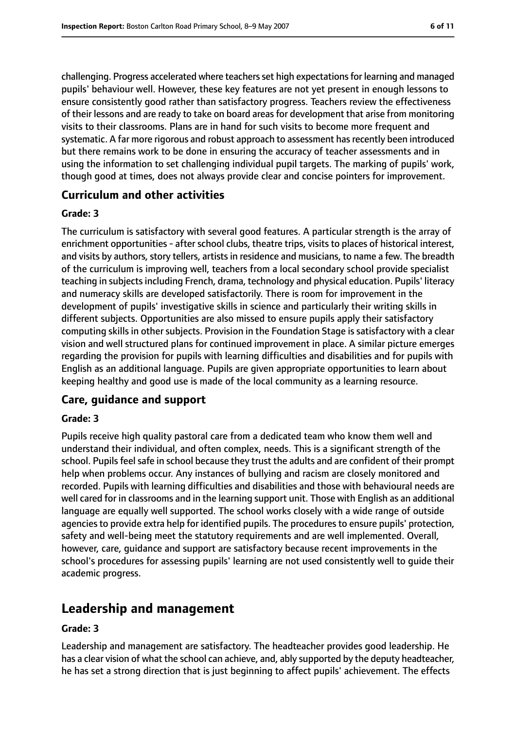challenging. Progress accelerated where teachers set high expectations for learning and managed pupils' behaviour well. However, these key features are not yet present in enough lessons to ensure consistently good rather than satisfactory progress. Teachers review the effectiveness of their lessons and are ready to take on board areas for development that arise from monitoring visits to their classrooms. Plans are in hand for such visits to become more frequent and systematic. A far more rigorous and robust approach to assessment has recently been introduced but there remains work to be done in ensuring the accuracy of teacher assessments and in using the information to set challenging individual pupil targets. The marking of pupils' work, though good at times, does not always provide clear and concise pointers for improvement.

### Curriculum and other activities

#### Grade: 3

The curriculum is satisfactory with several good features. A particular strength is the array of enrichment opportunities - after school clubs, theatre trips, visits to places of historical interest, and visits by authors, story tellers, artists in residence and musicians, to name a few. The breadth of the curriculum is improving well, teachers from a local secondary school provide specialist teaching in subjects including French, drama, technology and physical education. Pupils' literacy and numeracy skills are developed satisfactorily. There is room for improvement in the development of pupils' investigative skills in science and particularly their writing skills in different subjects. Opportunities are also missed to ensure pupils apply their satisfactory computing skills in other subjects. Provision in the Foundation Stage is satisfactory with a clear vision and well structured plans for continued improvement in place. A similar picture emerges regarding the provision for pupils with learning difficulties and disabilities and for pupils with English as an additional language. Pupils are given appropriate opportunities to learn about keeping healthy and good use is made of the local community as a learning resource.

### Care, guidance and support

#### Grade: 3

Pupils receive high quality pastoral care from a dedicated team who know them well and understand their individual, and often complex, needs. This is a significant strength of the school. Pupils feel safe in school because they trust the adults and are confident of their prompt help when problems occur. Any instances of bullying and racism are closely monitored and recorded. Pupils with learning difficulties and disabilities and those with behavioural needs are well cared for in classrooms and in the learning support unit. Those with English as an additional language are equally well supported. The school works closely with a wide range of outside agencies to provide extra help for identified pupils. The procedures to ensure pupils' protection, safety and well-being meet the statutory requirements and are well implemented. Overall, however, care, guidance and support are satisfactory because recent improvements in the school's procedures for assessing pupils' learning are not used consistently well to guide their academic progress.

## Leadership and management

#### Grade: 3

Leadership and management are satisfactory. The headteacher provides good leadership. He has a clear vision of what the school can achieve, and, ably supported by the deputy headteacher, he has set a strong direction that is just beginning to affect pupils' achievement. The effects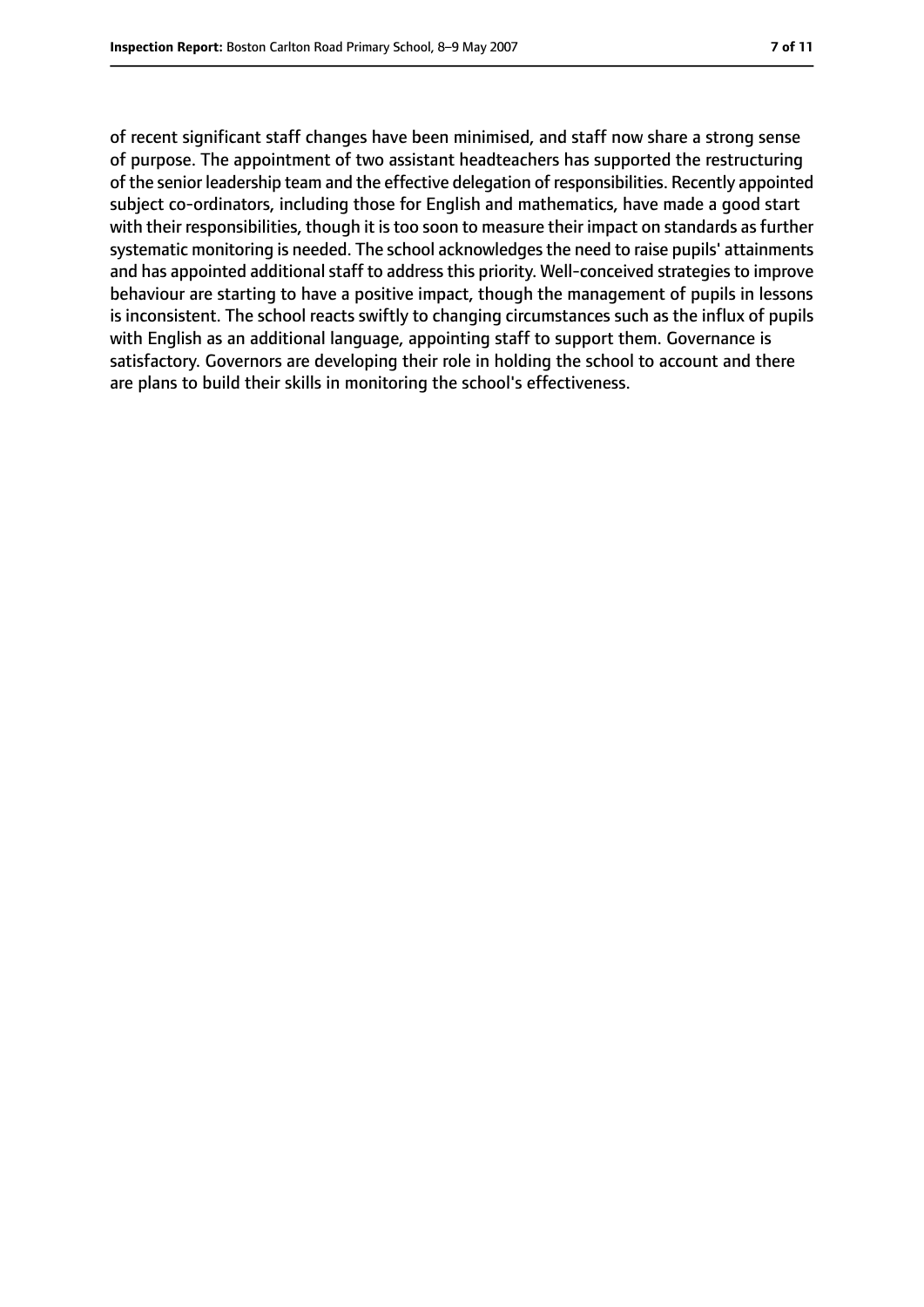of recent significant staff changes have been minimised, and staff now share a strong sense of purpose. The appointment of two assistant headteachers has supported the restructuring of the senior leadership team and the effective delegation of responsibilities. Recently appointed subject co-ordinators, including those for English and mathematics, have made a good start with their responsibilities, though it is too soon to measure their impact on standards as further systematic monitoring is needed. The school acknowledges the need to raise pupils' attainments and has appointed additional staff to address this priority. Well-conceived strategies to improve behaviour are starting to have a positive impact, though the management of pupils in lessons is inconsistent. The school reacts swiftly to changing circumstances such as the influx of pupils with English as an additional language, appointing staff to support them. Governance is satisfactory. Governors are developing their role in holding the school to account and there are plans to build their skills in monitoring the school's effectiveness.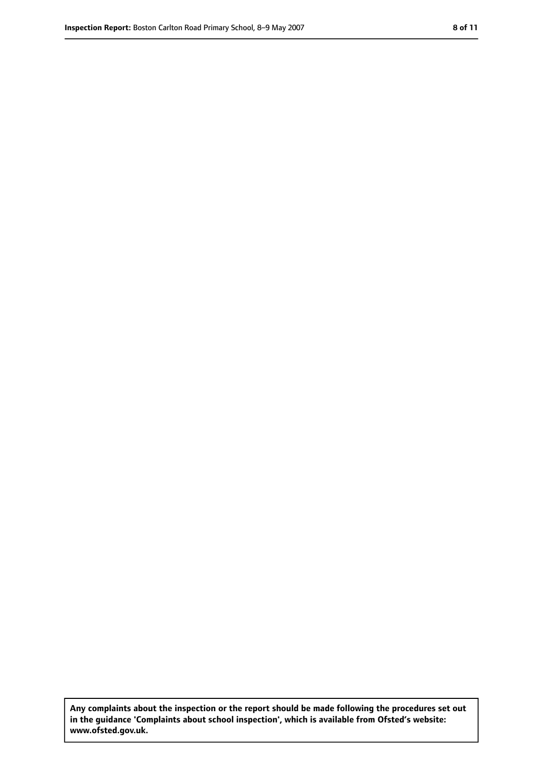**Any complaints about the inspection or the report should be made following the procedures set out in the guidance 'Complaints about school inspection', which is available from Ofsted's website: www.ofsted.gov.uk.**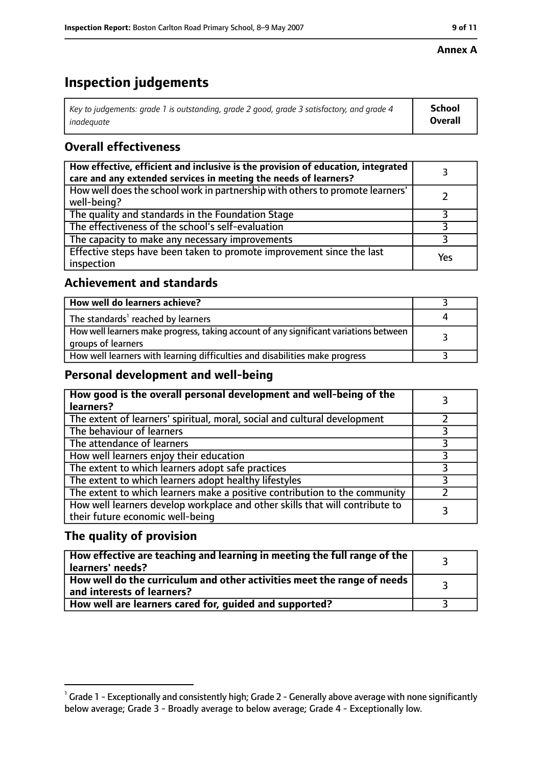**Annex A**

# Inspection judgements

| *Key to judgements: grade 1 is outstanding, grade 2 good, grade 3 satisfactory, and grade 4 inadequate* | **School Overall** |
|---|---|

## Overall effectiveness

| | |
|---|---|
| **How effective, efficient and inclusive is the provision of education, integrated care and any extended services in meeting the needs of learners?** | 3 |
| How well does the school work in partnership with others to promote learners' well-being? | 2 |
| The quality and standards in the Foundation Stage | 3 |
| The effectiveness of the school's self-evaluation | 3 |
| The capacity to make any necessary improvements | 3 |
| Effective steps have been taken to promote improvement since the last inspection | Yes |

## Achievement and standards

| | |
|---|---|
| **How well do learners achieve?** | 3 |
| The standards[1] reached by learners | 4 |
| How well learners make progress, taking account of any significant variations between groups of learners | 3 |
| How well learners with learning difficulties and disabilities make progress | 3 |

## Personal development and well-being

| | |
|---|---|
| **How good is the overall personal development and well-being of the learners?** | 3 |
| The extent of learners' spiritual, moral, social and cultural development | 2 |
| The behaviour of learners | 3 |
| The attendance of learners | 3 |
| How well learners enjoy their education | 3 |
| The extent to which learners adopt safe practices | 3 |
| The extent to which learners adopt healthy lifestyles | 3 |
| The extent to which learners make a positive contribution to the community | 2 |
| How well learners develop workplace and other skills that will contribute to their future economic well-being | 3 |

## The quality of provision

| | |
|---|---|
| **How effective are teaching and learning in meeting the full range of the learners' needs?** | 3 |
| **How well do the curriculum and other activities meet the range of needs and interests of learners?** | 3 |
| **How well are learners cared for, guided and supported?** | 3 |

[1] Grade 1 - Exceptionally and consistently high; Grade 2 - Generally above average with none significantly below average; Grade 3 - Broadly average to below average; Grade 4 - Exceptionally low.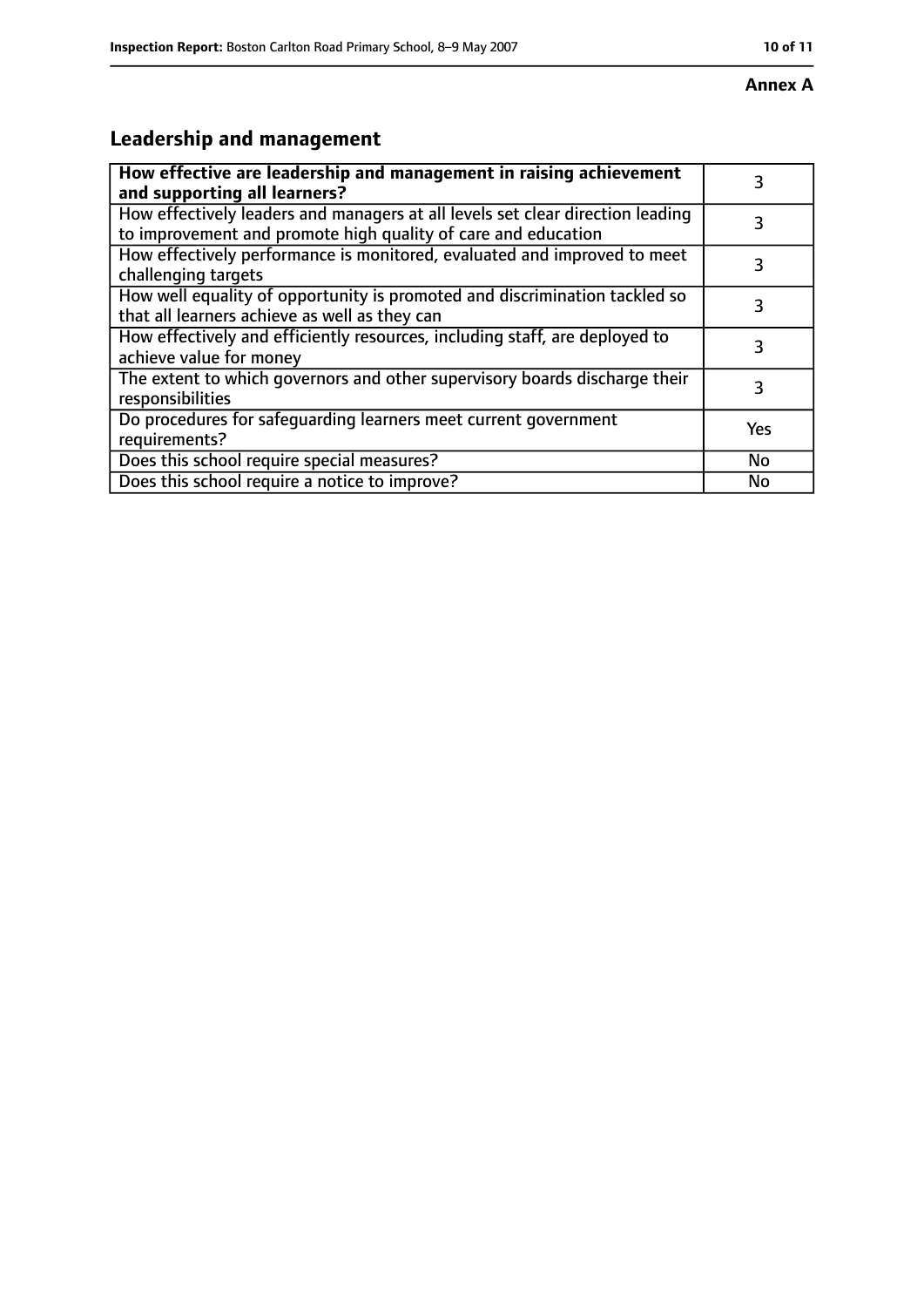**Annex A**

## Leadership and management

| **How effective are leadership and management in raising achievement and supporting all learners?** | 3 |
|---|---|
| How effectively leaders and managers at all levels set clear direction leading to improvement and promote high quality of care and education | 3 |
| How effectively performance is monitored, evaluated and improved to meet challenging targets | 3 |
| How well equality of opportunity is promoted and discrimination tackled so that all learners achieve as well as they can | 3 |
| How effectively and efficiently resources, including staff, are deployed to achieve value for money | 3 |
| The extent to which governors and other supervisory boards discharge their responsibilities | 3 |
| Do procedures for safeguarding learners meet current government requirements? | Yes |
| Does this school require special measures? | No |
| Does this school require a notice to improve? | No |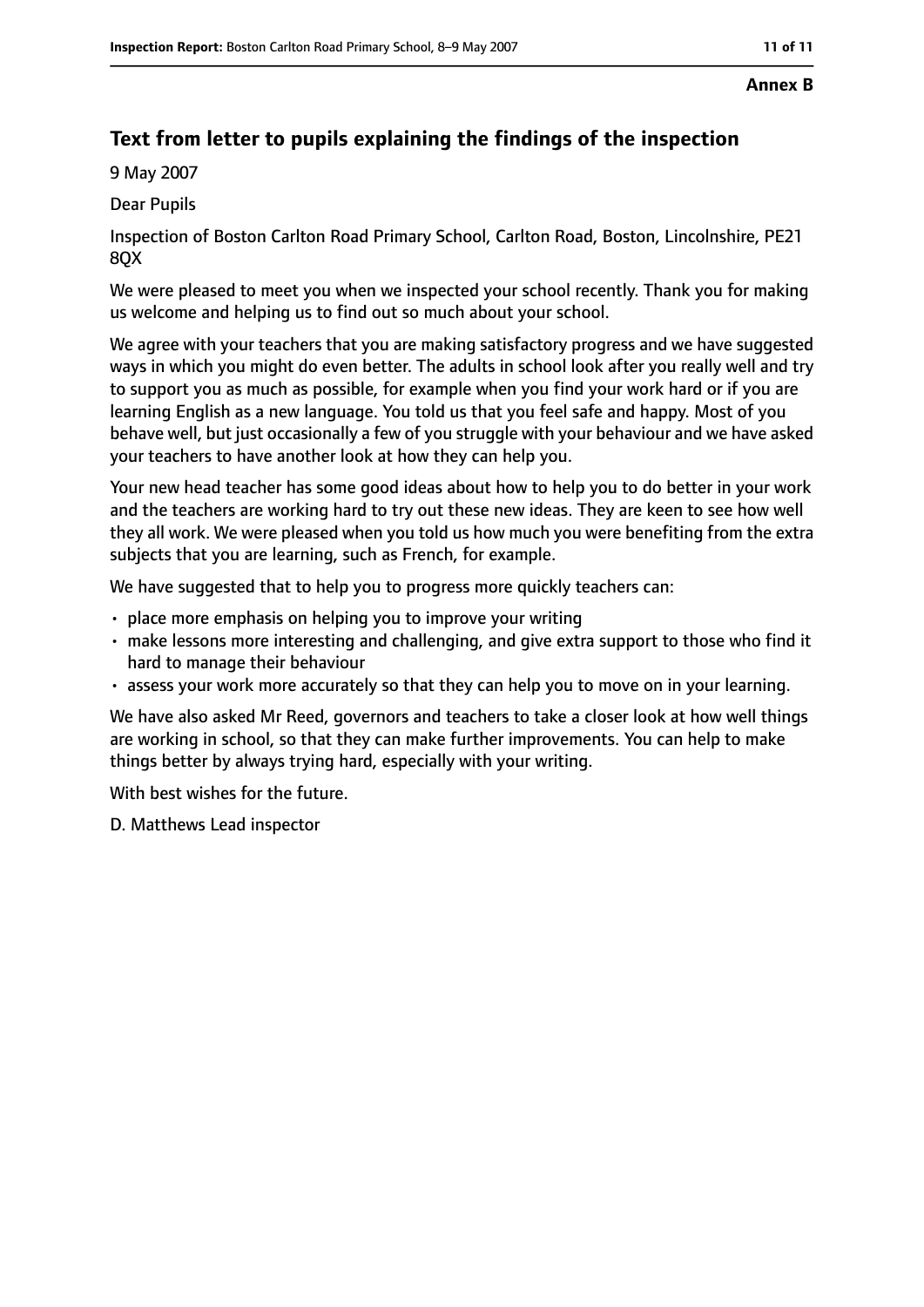**Annex B**

## Text from letter to pupils explaining the findings of the inspection

9 May 2007

Dear Pupils

Inspection of Boston Carlton Road Primary School, Carlton Road, Boston, Lincolnshire, PE21 8QX

We were pleased to meet you when we inspected your school recently. Thank you for making us welcome and helping us to find out so much about your school.

We agree with your teachers that you are making satisfactory progress and we have suggested ways in which you might do even better. The adults in school look after you really well and try to support you as much as possible, for example when you find your work hard or if you are learning English as a new language. You told us that you feel safe and happy. Most of you behave well, but just occasionally a few of you struggle with your behaviour and we have asked your teachers to have another look at how they can help you.

Your new head teacher has some good ideas about how to help you to do better in your work and the teachers are working hard to try out these new ideas. They are keen to see how well they all work. We were pleased when you told us how much you were benefiting from the extra subjects that you are learning, such as French, for example.

We have suggested that to help you to progress more quickly teachers can:

- place more emphasis on helping you to improve your writing
- make lessons more interesting and challenging, and give extra support to those who find it hard to manage their behaviour
- assess your work more accurately so that they can help you to move on in your learning.

We have also asked Mr Reed, governors and teachers to take a closer look at how well things are working in school, so that they can make further improvements. You can help to make things better by always trying hard, especially with your writing.

With best wishes for the future.

D. Matthews Lead inspector